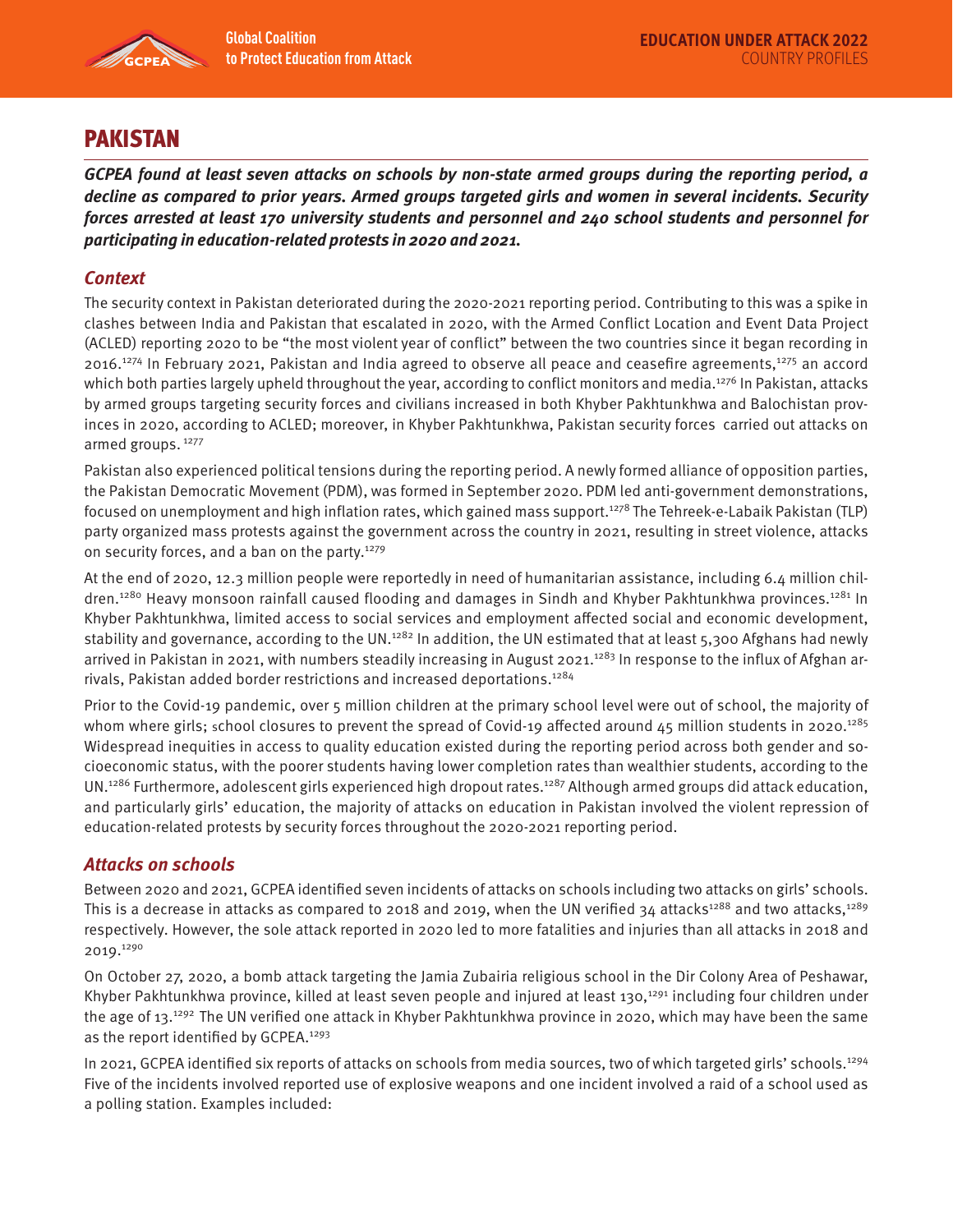# PAKISTAN

***GCPEA found at least seven attacks on schools by non-state armed groups during the reporting period, a decline as compared to prior years. Armed groups targeted girls and women in several incidents. Security forces arrested at least 170 university students and personnel and 240 school students and personnel for participating in education-related protests in 2020 and 2021.***

## *Context*

The security context in Pakistan deteriorated during the 2020-2021 reporting period. Contributing to this was a spike in clashes between India and Pakistan that escalated in 2020, with the Armed Conflict Location and Event Data Project (ACLED) reporting 2020 to be "the most violent year of conflict" between the two countries since it began recording in 2016.[1274] In February 2021, Pakistan and India agreed to observe all peace and ceasefire agreements,[1275] an accord which both parties largely upheld throughout the year, according to conflict monitors and media.[1276] In Pakistan, attacks by armed groups targeting security forces and civilians increased in both Khyber Pakhtunkhwa and Balochistan provinces in 2020, according to ACLED; moreover, in Khyber Pakhtunkhwa, Pakistan security forces carried out attacks on armed groups. [1277]

Pakistan also experienced political tensions during the reporting period. A newly formed alliance of opposition parties, the Pakistan Democratic Movement (PDM), was formed in September 2020. PDM led anti-government demonstrations, focused on unemployment and high inflation rates, which gained mass support.[1278] The Tehreek-e-Labaik Pakistan (TLP) party organized mass protests against the government across the country in 2021, resulting in street violence, attacks on security forces, and a ban on the party.[1279]

At the end of 2020, 12.3 million people were reportedly in need of humanitarian assistance, including 6.4 million children.[1280] Heavy monsoon rainfall caused flooding and damages in Sindh and Khyber Pakhtunkhwa provinces.[1281] In Khyber Pakhtunkhwa, limited access to social services and employment affected social and economic development, stability and governance, according to the UN.[1282] In addition, the UN estimated that at least 5,300 Afghans had newly arrived in Pakistan in 2021, with numbers steadily increasing in August 2021.[1283] In response to the influx of Afghan arrivals, Pakistan added border restrictions and increased deportations.[1284]

Prior to the Covid-19 pandemic, over 5 million children at the primary school level were out of school, the majority of whom where girls; school closures to prevent the spread of Covid-19 affected around 45 million students in 2020.[1285] Widespread inequities in access to quality education existed during the reporting period across both gender and socioeconomic status, with the poorer students having lower completion rates than wealthier students, according to the UN.[1286] Furthermore, adolescent girls experienced high dropout rates.[1287] Although armed groups did attack education, and particularly girls' education, the majority of attacks on education in Pakistan involved the violent repression of education-related protests by security forces throughout the 2020-2021 reporting period.

## *Attacks on schools*

Between 2020 and 2021, GCPEA identified seven incidents of attacks on schools including two attacks on girls' schools. This is a decrease in attacks as compared to 2018 and 2019, when the UN verified 34 attacks[1288] and two attacks,[1289] respectively. However, the sole attack reported in 2020 led to more fatalities and injuries than all attacks in 2018 and 2019.[1290]

On October 27, 2020, a bomb attack targeting the Jamia Zubairia religious school in the Dir Colony Area of Peshawar, Khyber Pakhtunkhwa province, killed at least seven people and injured at least 130,[1291] including four children under the age of 13.[1292] The UN verified one attack in Khyber Pakhtunkhwa province in 2020, which may have been the same as the report identified by GCPEA.[1293]

In 2021, GCPEA identified six reports of attacks on schools from media sources, two of which targeted girls' schools.[1294] Five of the incidents involved reported use of explosive weapons and one incident involved a raid of a school used as a polling station. Examples included: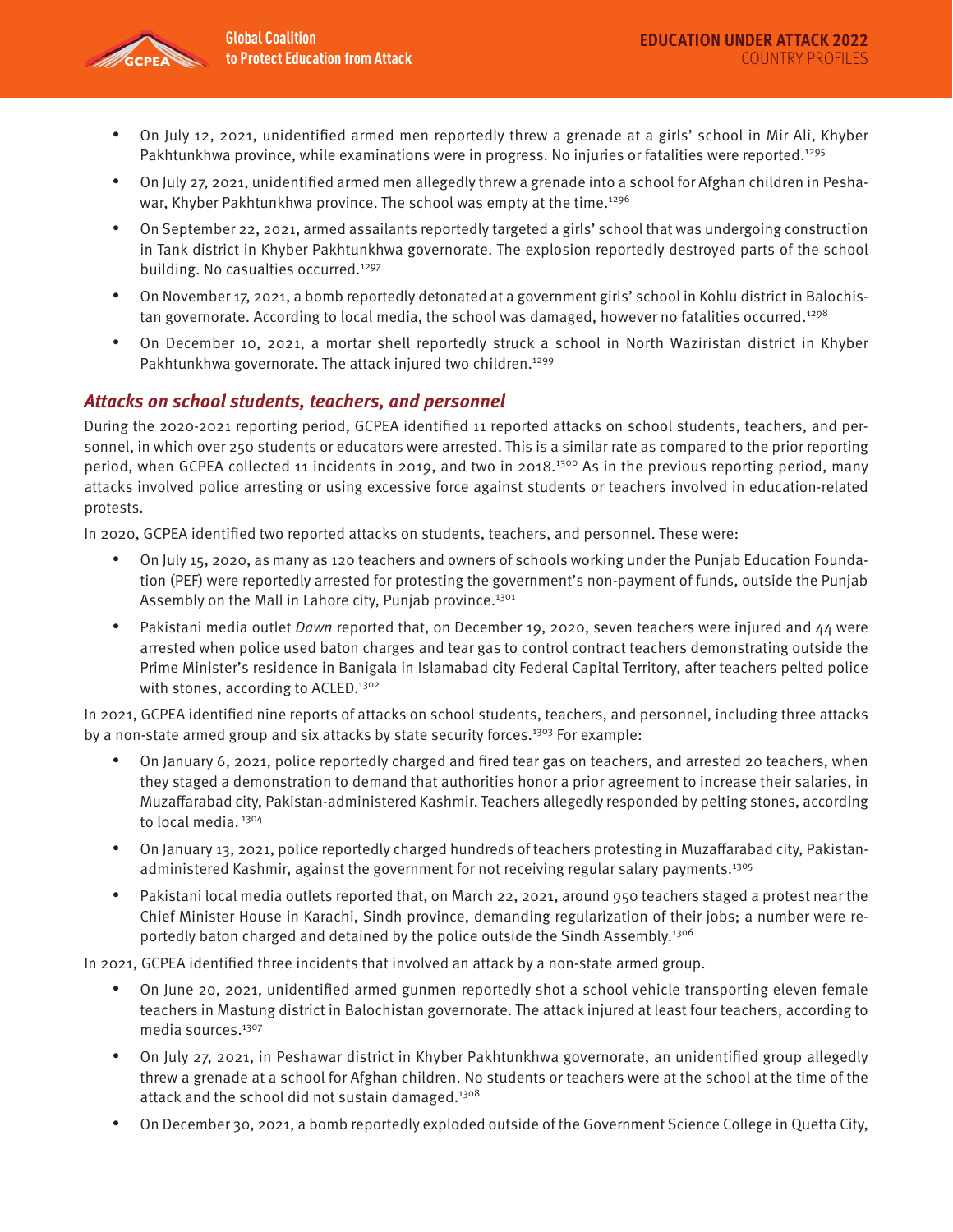- On July 12, 2021, unidentified armed men reportedly threw a grenade at a girls' school in Mir Ali, Khyber Pakhtunkhwa province, while examinations were in progress. No injuries or fatalities were reported.[1295]
- On July 27, 2021, unidentified armed men allegedly threw a grenade into a school for Afghan children in Peshawar, Khyber Pakhtunkhwa province. The school was empty at the time.[1296]
- On September 22, 2021, armed assailants reportedly targeted a girls' school that was undergoing construction in Tank district in Khyber Pakhtunkhwa governorate. The explosion reportedly destroyed parts of the school building. No casualties occurred.[1297]
- On November 17, 2021, a bomb reportedly detonated at a government girls' school in Kohlu district in Balochistan governorate. According to local media, the school was damaged, however no fatalities occurred.[1298]
- On December 10, 2021, a mortar shell reportedly struck a school in North Waziristan district in Khyber Pakhtunkhwa governorate. The attack injured two children.[1299]

### *Attacks on school students, teachers, and personnel*

During the 2020-2021 reporting period, GCPEA identified 11 reported attacks on school students, teachers, and personnel, in which over 250 students or educators were arrested. This is a similar rate as compared to the prior reporting period, when GCPEA collected 11 incidents in 2019, and two in 2018.[1300] As in the previous reporting period, many attacks involved police arresting or using excessive force against students or teachers involved in education-related protests.

In 2020, GCPEA identified two reported attacks on students, teachers, and personnel. These were:

- On July 15, 2020, as many as 120 teachers and owners of schools working under the Punjab Education Foundation (PEF) were reportedly arrested for protesting the government's non-payment of funds, outside the Punjab Assembly on the Mall in Lahore city, Punjab province.[1301]
- Pakistani media outlet *Dawn* reported that, on December 19, 2020, seven teachers were injured and 44 were arrested when police used baton charges and tear gas to control contract teachers demonstrating outside the Prime Minister's residence in Banigala in Islamabad city Federal Capital Territory, after teachers pelted police with stones, according to ACLED.[1302]

In 2021, GCPEA identified nine reports of attacks on school students, teachers, and personnel, including three attacks by a non-state armed group and six attacks by state security forces.[1303] For example:

- On January 6, 2021, police reportedly charged and fired tear gas on teachers, and arrested 20 teachers, when they staged a demonstration to demand that authorities honor a prior agreement to increase their salaries, in Muzaffarabad city, Pakistan-administered Kashmir. Teachers allegedly responded by pelting stones, according to local media.[1304]
- On January 13, 2021, police reportedly charged hundreds of teachers protesting in Muzaffarabad city, Pakistan-administered Kashmir, against the government for not receiving regular salary payments.[1305]
- Pakistani local media outlets reported that, on March 22, 2021, around 950 teachers staged a protest near the Chief Minister House in Karachi, Sindh province, demanding regularization of their jobs; a number were reportedly baton charged and detained by the police outside the Sindh Assembly.[1306]

In 2021, GCPEA identified three incidents that involved an attack by a non-state armed group.

- On June 20, 2021, unidentified armed gunmen reportedly shot a school vehicle transporting eleven female teachers in Mastung district in Balochistan governorate. The attack injured at least four teachers, according to media sources.[1307]
- On July 27, 2021, in Peshawar district in Khyber Pakhtunkhwa governorate, an unidentified group allegedly threw a grenade at a school for Afghan children. No students or teachers were at the school at the time of the attack and the school did not sustain damaged.[1308]
- On December 30, 2021, a bomb reportedly exploded outside of the Government Science College in Quetta City,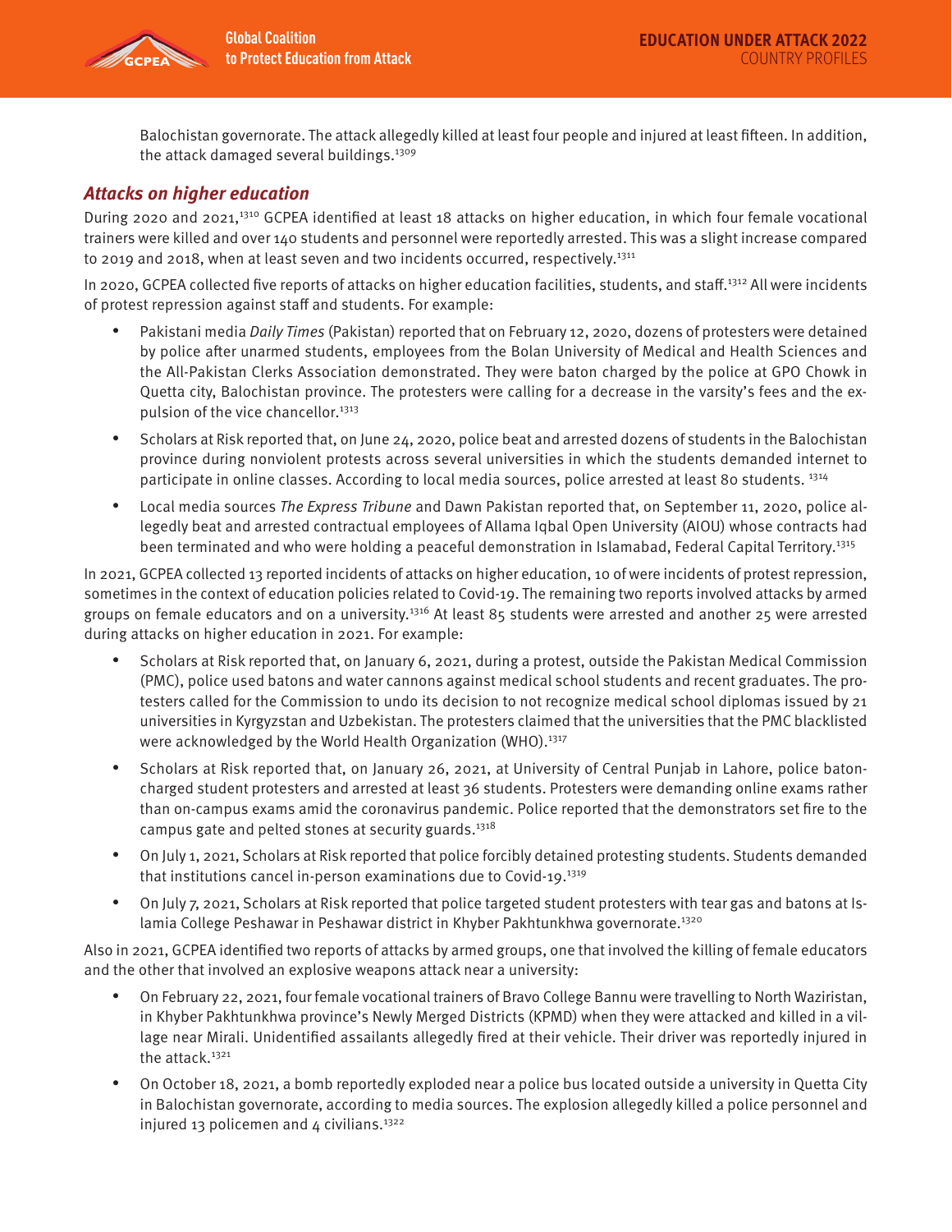Balochistan governorate. The attack allegedly killed at least four people and injured at least fifteen. In addition, the attack damaged several buildings.[1309]

### *Attacks on higher education*

During 2020 and 2021,[1310] GCPEA identified at least 18 attacks on higher education, in which four female vocational trainers were killed and over 140 students and personnel were reportedly arrested. This was a slight increase compared to 2019 and 2018, when at least seven and two incidents occurred, respectively.[1311]

In 2020, GCPEA collected five reports of attacks on higher education facilities, students, and staff.[1312] All were incidents of protest repression against staff and students. For example:

- Pakistani media *Daily Times* (Pakistan) reported that on February 12, 2020, dozens of protesters were detained by police after unarmed students, employees from the Bolan University of Medical and Health Sciences and the All-Pakistan Clerks Association demonstrated. They were baton charged by the police at GPO Chowk in Quetta city, Balochistan province. The protesters were calling for a decrease in the varsity's fees and the expulsion of the vice chancellor.[1313]
- Scholars at Risk reported that, on June 24, 2020, police beat and arrested dozens of students in the Balochistan province during nonviolent protests across several universities in which the students demanded internet to participate in online classes. According to local media sources, police arrested at least 80 students.[1314]
- Local media sources *The Express Tribune* and Dawn Pakistan reported that, on September 11, 2020, police allegedly beat and arrested contractual employees of Allama Iqbal Open University (AIOU) whose contracts had been terminated and who were holding a peaceful demonstration in Islamabad, Federal Capital Territory.[1315]

In 2021, GCPEA collected 13 reported incidents of attacks on higher education, 10 of were incidents of protest repression, sometimes in the context of education policies related to Covid-19. The remaining two reports involved attacks by armed groups on female educators and on a university.[1316] At least 85 students were arrested and another 25 were arrested during attacks on higher education in 2021. For example:

- Scholars at Risk reported that, on January 6, 2021, during a protest, outside the Pakistan Medical Commission (PMC), police used batons and water cannons against medical school students and recent graduates. The protesters called for the Commission to undo its decision to not recognize medical school diplomas issued by 21 universities in Kyrgyzstan and Uzbekistan. The protesters claimed that the universities that the PMC blacklisted were acknowledged by the World Health Organization (WHO).[1317]
- Scholars at Risk reported that, on January 26, 2021, at University of Central Punjab in Lahore, police baton-charged student protesters and arrested at least 36 students. Protesters were demanding online exams rather than on-campus exams amid the coronavirus pandemic. Police reported that the demonstrators set fire to the campus gate and pelted stones at security guards.[1318]
- On July 1, 2021, Scholars at Risk reported that police forcibly detained protesting students. Students demanded that institutions cancel in-person examinations due to Covid-19.[1319]
- On July 7, 2021, Scholars at Risk reported that police targeted student protesters with tear gas and batons at Islamia College Peshawar in Peshawar district in Khyber Pakhtunkhwa governorate.[1320]

Also in 2021, GCPEA identified two reports of attacks by armed groups, one that involved the killing of female educators and the other that involved an explosive weapons attack near a university:

- On February 22, 2021, four female vocational trainers of Bravo College Bannu were travelling to North Waziristan, in Khyber Pakhtunkhwa province's Newly Merged Districts (KPMD) when they were attacked and killed in a village near Mirali. Unidentified assailants allegedly fired at their vehicle. Their driver was reportedly injured in the attack.[1321]
- On October 18, 2021, a bomb reportedly exploded near a police bus located outside a university in Quetta City in Balochistan governorate, according to media sources. The explosion allegedly killed a police personnel and injured 13 policemen and 4 civilians.[1322]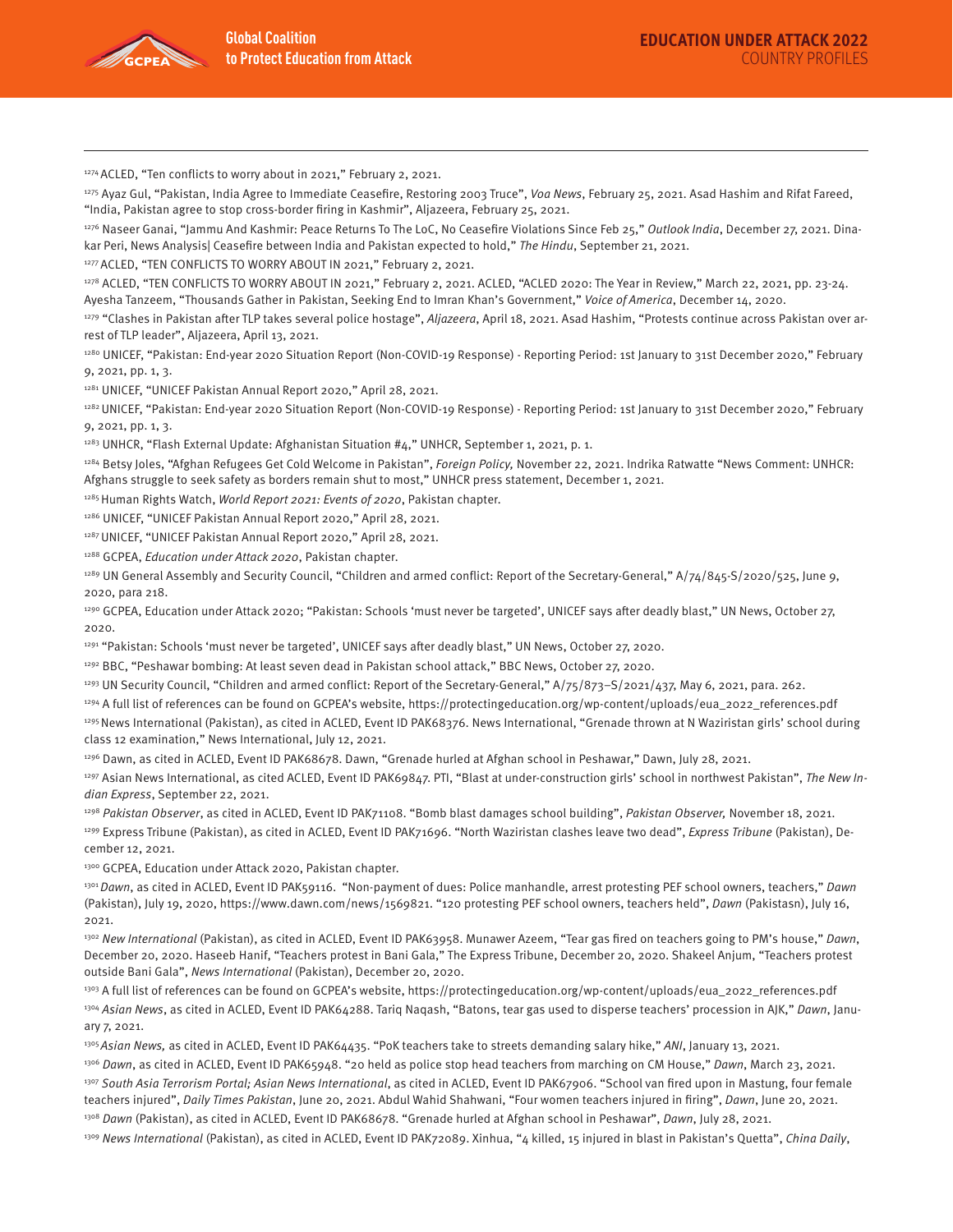[1274] ACLED, "Ten conflicts to worry about in 2021," February 2, 2021.

[1275] Ayaz Gul, "Pakistan, India Agree to Immediate Ceasefire, Restoring 2003 Truce", *Voa News*, February 25, 2021. Asad Hashim and Rifat Fareed, "India, Pakistan agree to stop cross-border firing in Kashmir", Aljazeera, February 25, 2021.

[1276] Naseer Ganai, "Jammu And Kashmir: Peace Returns To The LoC, No Ceasefire Violations Since Feb 25," *Outlook India*, December 27, 2021. Dinakar Peri, News Analysis| Ceasefire between India and Pakistan expected to hold," *The Hindu*, September 21, 2021.

[1277] ACLED, "TEN CONFLICTS TO WORRY ABOUT IN 2021," February 2, 2021.

[1278] ACLED, "TEN CONFLICTS TO WORRY ABOUT IN 2021," February 2, 2021. ACLED, "ACLED 2020: The Year in Review," March 22, 2021, pp. 23-24. Ayesha Tanzeem, "Thousands Gather in Pakistan, Seeking End to Imran Khan's Government," *Voice of America*, December 14, 2020.

[1279] "Clashes in Pakistan after TLP takes several police hostage", *Aljazeera*, April 18, 2021. Asad Hashim, "Protests continue across Pakistan over arrest of TLP leader", Aljazeera, April 13, 2021.

[1280] UNICEF, "Pakistan: End-year 2020 Situation Report (Non-COVID-19 Response) - Reporting Period: 1st January to 31st December 2020," February 9, 2021, pp. 1, 3.

[1281] UNICEF, "UNICEF Pakistan Annual Report 2020," April 28, 2021.

[1282] UNICEF, "Pakistan: End-year 2020 Situation Report (Non-COVID-19 Response) - Reporting Period: 1st January to 31st December 2020," February 9, 2021, pp. 1, 3.

[1283] UNHCR, "Flash External Update: Afghanistan Situation #4," UNHCR, September 1, 2021, p. 1.

[1284] Betsy Joles, "Afghan Refugees Get Cold Welcome in Pakistan", *Foreign Policy,* November 22, 2021. Indrika Ratwatte "News Comment: UNHCR: Afghans struggle to seek safety as borders remain shut to most," UNHCR press statement, December 1, 2021.

[1285] Human Rights Watch, *World Report 2021: Events of 2020*, Pakistan chapter.

[1286] UNICEF, "UNICEF Pakistan Annual Report 2020," April 28, 2021.

[1287] UNICEF, "UNICEF Pakistan Annual Report 2020," April 28, 2021.

[1288] GCPEA, *Education under Attack 2020*, Pakistan chapter.

[1289] UN General Assembly and Security Council, "Children and armed conflict: Report of the Secretary-General," A/74/845-S/2020/525, June 9, 2020, para 218.

[1290] GCPEA, Education under Attack 2020; "Pakistan: Schools 'must never be targeted', UNICEF says after deadly blast," UN News, October 27, 2020.

[1291] "Pakistan: Schools 'must never be targeted', UNICEF says after deadly blast," UN News, October 27, 2020.

[1292] BBC, "Peshawar bombing: At least seven dead in Pakistan school attack," BBC News, October 27, 2020.

[1293] UN Security Council, "Children and armed conflict: Report of the Secretary-General," A/75/873–S/2021/437, May 6, 2021, para. 262.

[1294] A full list of references can be found on GCPEA's website, https://protectingeducation.org/wp-content/uploads/eua_2022_references.pdf

[1295] News International (Pakistan), as cited in ACLED, Event ID PAK68376. News International, "Grenade thrown at N Waziristan girls' school during class 12 examination," News International, July 12, 2021.

[1296] Dawn, as cited in ACLED, Event ID PAK68678. Dawn, "Grenade hurled at Afghan school in Peshawar," Dawn, July 28, 2021.

[1297] Asian News International, as cited ACLED, Event ID PAK69847. PTI, "Blast at under-construction girls' school in northwest Pakistan", *The New Indian Express*, September 22, 2021.

[1298] *Pakistan Observer*, as cited in ACLED, Event ID PAK71108. "Bomb blast damages school building", *Pakistan Observer,* November 18, 2021.

[1299] Express Tribune (Pakistan), as cited in ACLED, Event ID PAK71696. "North Waziristan clashes leave two dead", *Express Tribune* (Pakistan), December 12, 2021.

[1300] GCPEA, Education under Attack 2020, Pakistan chapter.

[1301] *Dawn*, as cited in ACLED, Event ID PAK59116. "Non-payment of dues: Police manhandle, arrest protesting PEF school owners, teachers," *Dawn* (Pakistan), July 19, 2020, https://www.dawn.com/news/1569821. "120 protesting PEF school owners, teachers held", *Dawn* (Pakistasn), July 16, 2021.

[1302] *New International* (Pakistan), as cited in ACLED, Event ID PAK63958. Munawer Azeem, "Tear gas fired on teachers going to PM's house," *Dawn*, December 20, 2020. Haseeb Hanif, "Teachers protest in Bani Gala," The Express Tribune, December 20, 2020. Shakeel Anjum, "Teachers protest outside Bani Gala", *News International* (Pakistan), December 20, 2020.

[1303] A full list of references can be found on GCPEA's website, https://protectingeducation.org/wp-content/uploads/eua_2022_references.pdf

[1304] *Asian News*, as cited in ACLED, Event ID PAK64288. Tariq Naqash, "Batons, tear gas used to disperse teachers' procession in AJK," *Dawn*, January 7, 2021.

[1305] *Asian News,* as cited in ACLED, Event ID PAK64435. "PoK teachers take to streets demanding salary hike," *ANI*, January 13, 2021.

[1306] *Dawn*, as cited in ACLED, Event ID PAK65948. "20 held as police stop head teachers from marching on CM House," *Dawn*, March 23, 2021.

[1307] *South Asia Terrorism Portal; Asian News International*, as cited in ACLED, Event ID PAK67906. "School van fired upon in Mastung, four female teachers injured", *Daily Times Pakistan*, June 20, 2021. Abdul Wahid Shahwani, "Four women teachers injured in firing", *Dawn*, June 20, 2021.

[1308] *Dawn* (Pakistan), as cited in ACLED, Event ID PAK68678. "Grenade hurled at Afghan school in Peshawar", *Dawn*, July 28, 2021.

[1309] *News International* (Pakistan), as cited in ACLED, Event ID PAK72089. Xinhua, "4 killed, 15 injured in blast in Pakistan's Quetta", *China Daily*,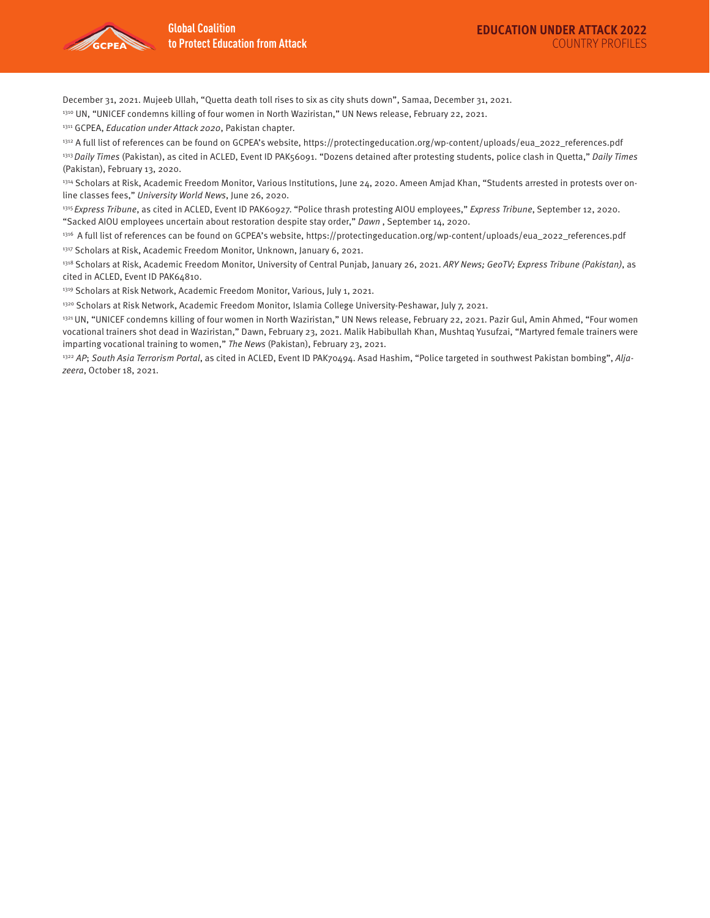December 31, 2021. Mujeeb Ullah, "Quetta death toll rises to six as city shuts down", Samaa, December 31, 2021.

[1310] UN, "UNICEF condemns killing of four women in North Waziristan," UN News release, February 22, 2021.

[1311] GCPEA, *Education under Attack 2020*, Pakistan chapter.

[1312] A full list of references can be found on GCPEA's website, https://protectingeducation.org/wp-content/uploads/eua_2022_references.pdf

[1313] *Daily Times* (Pakistan), as cited in ACLED, Event ID PAK56091. "Dozens detained after protesting students, police clash in Quetta," *Daily Times* (Pakistan), February 13, 2020.

[1314] Scholars at Risk, Academic Freedom Monitor, Various Institutions, June 24, 2020. Ameen Amjad Khan, "Students arrested in protests over online classes fees," *University World News*, June 26, 2020.

[1315] *Express Tribune*, as cited in ACLED, Event ID PAK60927. "Police thrash protesting AIOU employees," *Express Tribune*, September 12, 2020. "Sacked AIOU employees uncertain about restoration despite stay order," *Dawn* , September 14, 2020.

[1316] A full list of references can be found on GCPEA's website, https://protectingeducation.org/wp-content/uploads/eua_2022_references.pdf

[1317] Scholars at Risk, Academic Freedom Monitor, Unknown, January 6, 2021.

[1318] Scholars at Risk, Academic Freedom Monitor, University of Central Punjab, January 26, 2021. *ARY News; GeoTV; Express Tribune (Pakistan)*, as cited in ACLED, Event ID PAK64810.

[1319] Scholars at Risk Network, Academic Freedom Monitor, Various, July 1, 2021.

[1320] Scholars at Risk Network, Academic Freedom Monitor, Islamia College University-Peshawar, July 7, 2021.

[1321] UN, "UNICEF condemns killing of four women in North Waziristan," UN News release, February 22, 2021. Pazir Gul, Amin Ahmed, "Four women vocational trainers shot dead in Waziristan," Dawn, February 23, 2021. Malik Habibullah Khan, Mushtaq Yusufzai, "Martyred female trainers were imparting vocational training to women," *The News* (Pakistan), February 23, 2021.

[1322] *AP*; *South Asia Terrorism Portal*, as cited in ACLED, Event ID PAK70494. Asad Hashim, "Police targeted in southwest Pakistan bombing", *Aljazeera*, October 18, 2021.